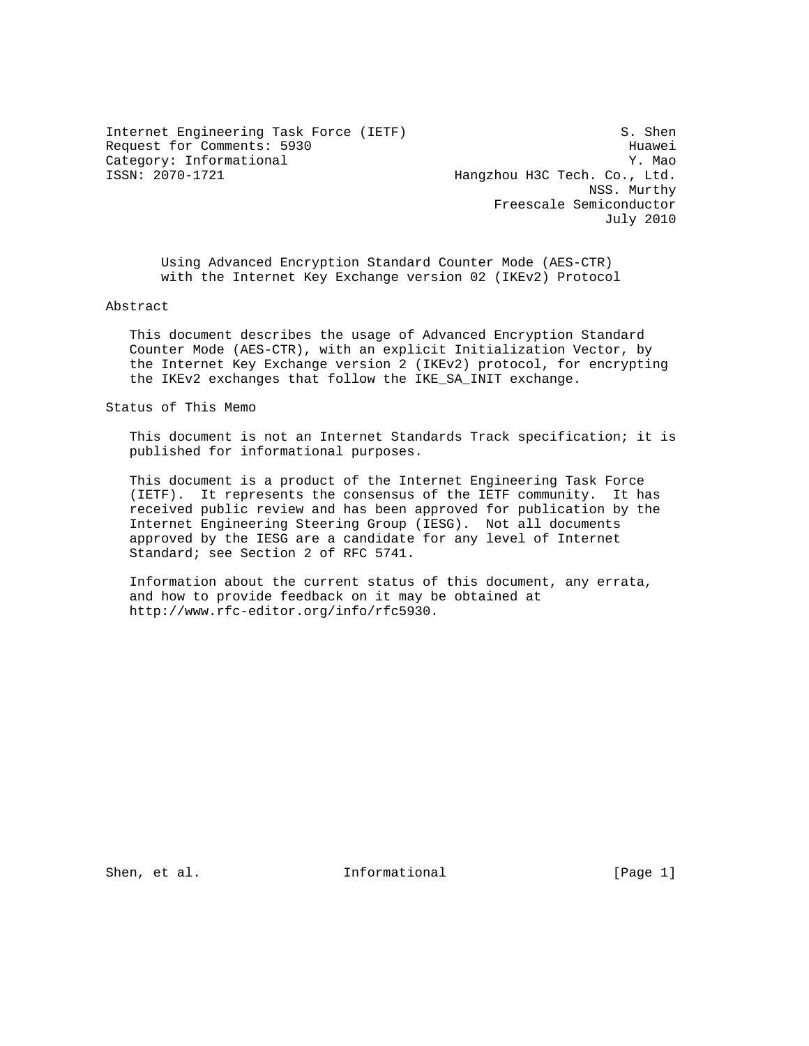Internet Engineering Task Force (IETF)  
Request for Comments: 5930  
Category: Informational  
ISSN: 2070-1721

S. Shen  
Huawei  
Y. Mao  
Hangzhou H3C Tech. Co., Ltd.  
NSS. Murthy  
Freescale Semiconductor  
July 2010

# Using Advanced Encryption Standard Counter Mode (AES-CTR) with the Internet Key Exchange version 02 (IKEv2) Protocol

## Abstract

This document describes the usage of Advanced Encryption Standard Counter Mode (AES-CTR), with an explicit Initialization Vector, by the Internet Key Exchange version 2 (IKEv2) protocol, for encrypting the IKEv2 exchanges that follow the IKE_SA_INIT exchange.

## Status of This Memo

This document is not an Internet Standards Track specification; it is published for informational purposes.

This document is a product of the Internet Engineering Task Force (IETF). It represents the consensus of the IETF community. It has received public review and has been approved for publication by the Internet Engineering Steering Group (IESG). Not all documents approved by the IESG are a candidate for any level of Internet Standard; see Section 2 of RFC 5741.

Information about the current status of this document, any errata, and how to provide feedback on it may be obtained at http://www.rfc-editor.org/info/rfc5930.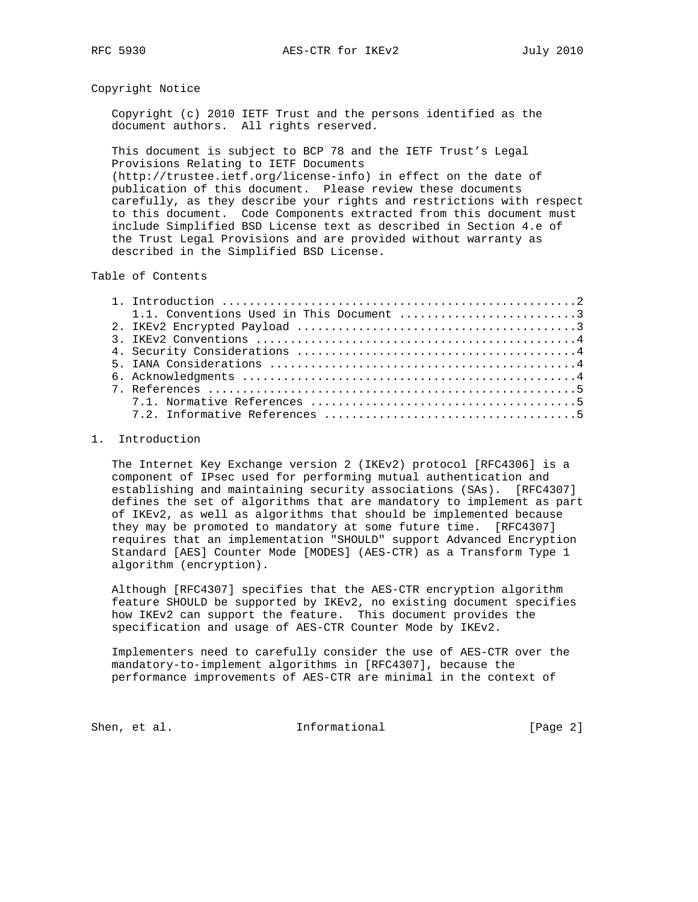## Copyright Notice

Copyright (c) 2010 IETF Trust and the persons identified as the document authors. All rights reserved.

This document is subject to BCP 78 and the IETF Trust's Legal Provisions Relating to IETF Documents (http://trustee.ietf.org/license-info) in effect on the date of publication of this document. Please review these documents carefully, as they describe your rights and restrictions with respect to this document. Code Components extracted from this document must include Simplified BSD License text as described in Section 4.e of the Trust Legal Provisions and are provided without warranty as described in the Simplified BSD License.

## Table of Contents

```
1. Introduction ....................................................2
   1.1. Conventions Used in This Document ..........................3
2. IKEv2 Encrypted Payload .........................................3
3. IKEv2 Conventions ...............................................4
4. Security Considerations .........................................4
5. IANA Considerations .............................................4
6. Acknowledgments .................................................4
7. References ......................................................5
   7.1. Normative References .......................................5
   7.2. Informative References .....................................5
```

## 1. Introduction

The Internet Key Exchange version 2 (IKEv2) protocol [RFC4306] is a component of IPsec used for performing mutual authentication and establishing and maintaining security associations (SAs). [RFC4307] defines the set of algorithms that are mandatory to implement as part of IKEv2, as well as algorithms that should be implemented because they may be promoted to mandatory at some future time. [RFC4307] requires that an implementation "SHOULD" support Advanced Encryption Standard [AES] Counter Mode [MODES] (AES-CTR) as a Transform Type 1 algorithm (encryption).

Although [RFC4307] specifies that the AES-CTR encryption algorithm feature SHOULD be supported by IKEv2, no existing document specifies how IKEv2 can support the feature. This document provides the specification and usage of AES-CTR Counter Mode by IKEv2.

Implementers need to carefully consider the use of AES-CTR over the mandatory-to-implement algorithms in [RFC4307], because the performance improvements of AES-CTR are minimal in the context of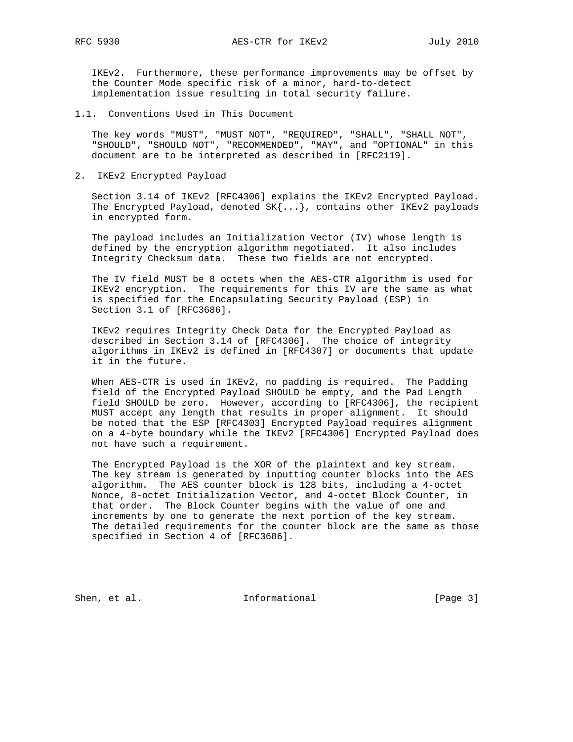IKEv2. Furthermore, these performance improvements may be offset by the Counter Mode specific risk of a minor, hard-to-detect implementation issue resulting in total security failure.

### 1.1. Conventions Used in This Document

The key words "MUST", "MUST NOT", "REQUIRED", "SHALL", "SHALL NOT", "SHOULD", "SHOULD NOT", "RECOMMENDED", "MAY", and "OPTIONAL" in this document are to be interpreted as described in [RFC2119].

## 2. IKEv2 Encrypted Payload

Section 3.14 of IKEv2 [RFC4306] explains the IKEv2 Encrypted Payload. The Encrypted Payload, denoted SK{...}, contains other IKEv2 payloads in encrypted form.

The payload includes an Initialization Vector (IV) whose length is defined by the encryption algorithm negotiated. It also includes Integrity Checksum data. These two fields are not encrypted.

The IV field MUST be 8 octets when the AES-CTR algorithm is used for IKEv2 encryption. The requirements for this IV are the same as what is specified for the Encapsulating Security Payload (ESP) in Section 3.1 of [RFC3686].

IKEv2 requires Integrity Check Data for the Encrypted Payload as described in Section 3.14 of [RFC4306]. The choice of integrity algorithms in IKEv2 is defined in [RFC4307] or documents that update it in the future.

When AES-CTR is used in IKEv2, no padding is required. The Padding field of the Encrypted Payload SHOULD be empty, and the Pad Length field SHOULD be zero. However, according to [RFC4306], the recipient MUST accept any length that results in proper alignment. It should be noted that the ESP [RFC4303] Encrypted Payload requires alignment on a 4-byte boundary while the IKEv2 [RFC4306] Encrypted Payload does not have such a requirement.

The Encrypted Payload is the XOR of the plaintext and key stream. The key stream is generated by inputting counter blocks into the AES algorithm. The AES counter block is 128 bits, including a 4-octet Nonce, 8-octet Initialization Vector, and 4-octet Block Counter, in that order. The Block Counter begins with the value of one and increments by one to generate the next portion of the key stream. The detailed requirements for the counter block are the same as those specified in Section 4 of [RFC3686].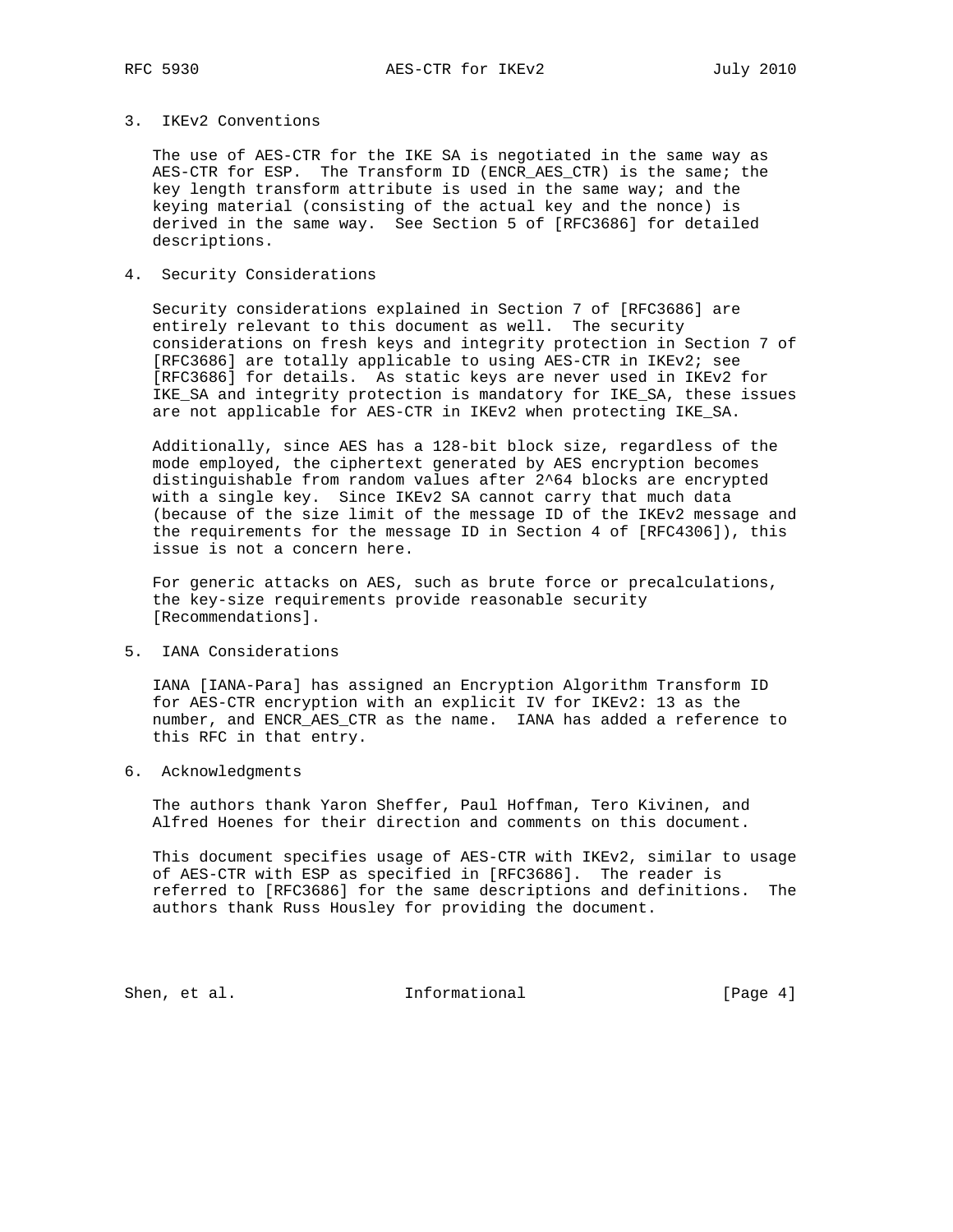## 3. IKEv2 Conventions

The use of AES-CTR for the IKE SA is negotiated in the same way as AES-CTR for ESP. The Transform ID (ENCR_AES_CTR) is the same; the key length transform attribute is used in the same way; and the keying material (consisting of the actual key and the nonce) is derived in the same way. See Section 5 of [RFC3686] for detailed descriptions.

## 4. Security Considerations

Security considerations explained in Section 7 of [RFC3686] are entirely relevant to this document as well. The security considerations on fresh keys and integrity protection in Section 7 of [RFC3686] are totally applicable to using AES-CTR in IKEv2; see [RFC3686] for details. As static keys are never used in IKEv2 for IKE_SA and integrity protection is mandatory for IKE_SA, these issues are not applicable for AES-CTR in IKEv2 when protecting IKE_SA.

Additionally, since AES has a 128-bit block size, regardless of the mode employed, the ciphertext generated by AES encryption becomes distinguishable from random values after $2^{64}$ blocks are encrypted with a single key. Since IKEv2 SA cannot carry that much data (because of the size limit of the message ID of the IKEv2 message and the requirements for the message ID in Section 4 of [RFC4306]), this issue is not a concern here.

For generic attacks on AES, such as brute force or precalculations, the key-size requirements provide reasonable security [Recommendations].

## 5. IANA Considerations

IANA [IANA-Para] has assigned an Encryption Algorithm Transform ID for AES-CTR encryption with an explicit IV for IKEv2: 13 as the number, and ENCR_AES_CTR as the name. IANA has added a reference to this RFC in that entry.

## 6. Acknowledgments

The authors thank Yaron Sheffer, Paul Hoffman, Tero Kivinen, and Alfred Hoenes for their direction and comments on this document.

This document specifies usage of AES-CTR with IKEv2, similar to usage of AES-CTR with ESP as specified in [RFC3686]. The reader is referred to [RFC3686] for the same descriptions and definitions. The authors thank Russ Housley for providing the document.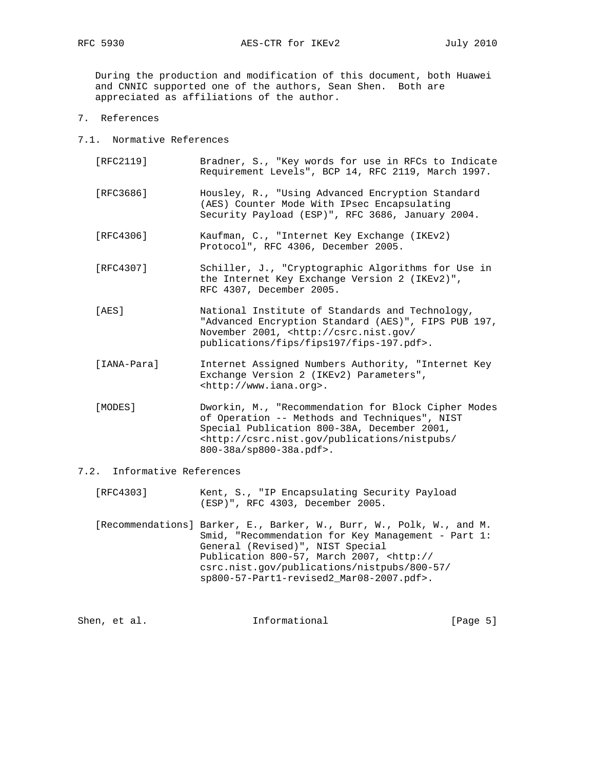During the production and modification of this document, both Huawei and CNNIC supported one of the authors, Sean Shen. Both are appreciated as affiliations of the author.

# 7. References

## 7.1. Normative References

[RFC2119] Bradner, S., "Key words for use in RFCs to Indicate Requirement Levels", BCP 14, RFC 2119, March 1997.

[RFC3686] Housley, R., "Using Advanced Encryption Standard (AES) Counter Mode With IPsec Encapsulating Security Payload (ESP)", RFC 3686, January 2004.

[RFC4306] Kaufman, C., "Internet Key Exchange (IKEv2) Protocol", RFC 4306, December 2005.

[RFC4307] Schiller, J., "Cryptographic Algorithms for Use in the Internet Key Exchange Version 2 (IKEv2)", RFC 4307, December 2005.

[AES] National Institute of Standards and Technology, "Advanced Encryption Standard (AES)", FIPS PUB 197, November 2001, <http://csrc.nist.gov/publications/fips/fips197/fips-197.pdf>.

[IANA-Para] Internet Assigned Numbers Authority, "Internet Key Exchange Version 2 (IKEv2) Parameters", <http://www.iana.org>.

[MODES] Dworkin, M., "Recommendation for Block Cipher Modes of Operation -- Methods and Techniques", NIST Special Publication 800-38A, December 2001, <http://csrc.nist.gov/publications/nistpubs/800-38a/sp800-38a.pdf>.

## 7.2. Informative References

[RFC4303] Kent, S., "IP Encapsulating Security Payload (ESP)", RFC 4303, December 2005.

[Recommendations] Barker, E., Barker, W., Burr, W., Polk, W., and M. Smid, "Recommendation for Key Management - Part 1: General (Revised)", NIST Special Publication 800-57, March 2007, <http://csrc.nist.gov/publications/nistpubs/800-57/sp800-57-Part1-revised2_Mar08-2007.pdf>.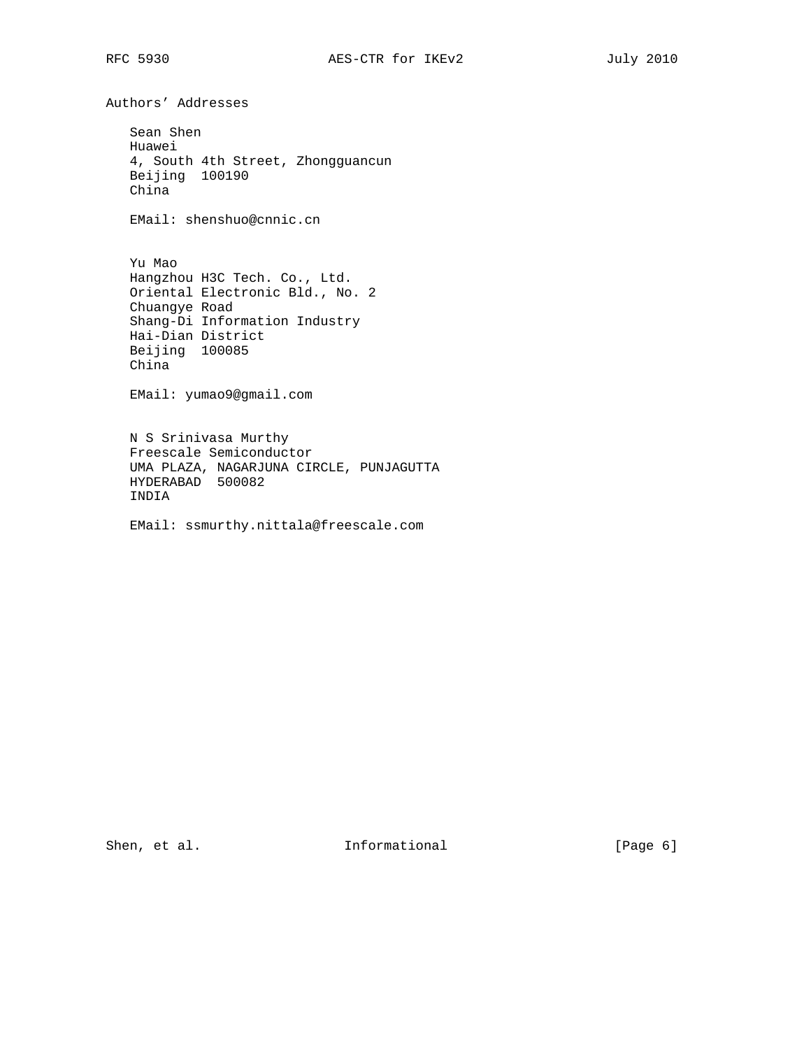## Authors' Addresses

Sean Shen
Huawei
4, South 4th Street, Zhongguancun
Beijing  100190
China

EMail: shenshuo@cnnic.cn

Yu Mao
Hangzhou H3C Tech. Co., Ltd.
Oriental Electronic Bld., No. 2
Chuangye Road
Shang-Di Information Industry
Hai-Dian District
Beijing  100085
China

EMail: yumao9@gmail.com

N S Srinivasa Murthy
Freescale Semiconductor
UMA PLAZA, NAGARJUNA CIRCLE, PUNJAGUTTA
HYDERABAD  500082
INDIA

EMail: ssmurthy.nittala@freescale.com